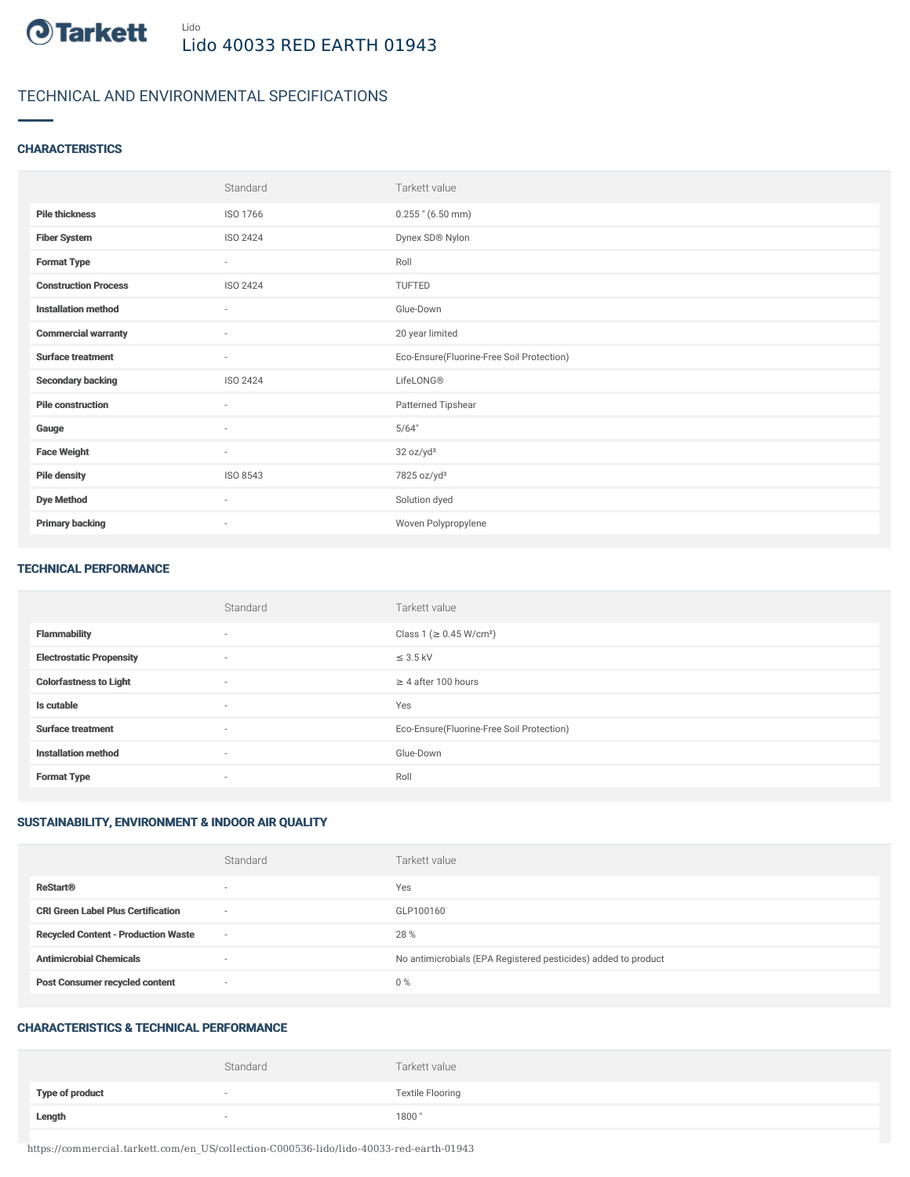Lido

# Lido 40033 RED EARTH 01943

## TECHNICAL AND ENVIRONMENTAL SPECIFICATIONS

### CHARACTERISTICS

| | Standard | Tarkett value |
|---|---|---|
| **Pile thickness** | ISO 1766 | 0.255 " (6.50 mm) |
| **Fiber System** | ISO 2424 | Dynex SD® Nylon |
| **Format Type** | - | Roll |
| **Construction Process** | ISO 2424 | TUFTED |
| **Installation method** | - | Glue-Down |
| **Commercial warranty** | - | 20 year limited |
| **Surface treatment** | - | Eco-Ensure(Fluorine-Free Soil Protection) |
| **Secondary backing** | ISO 2424 | LifeLONG® |
| **Pile construction** | - | Patterned Tipshear |
| **Gauge** | - | 5/64" |
| **Face Weight** | - | 32 oz/yd² |
| **Pile density** | ISO 8543 | 7825 oz/yd³ |
| **Dye Method** | - | Solution dyed |
| **Primary backing** | - | Woven Polypropylene |

### TECHNICAL PERFORMANCE

| | Standard | Tarkett value |
|---|---|---|
| **Flammability** | - | Class 1 (≥ 0.45 W/cm²) |
| **Electrostatic Propensity** | - | ≤ 3.5 kV |
| **Colorfastness to Light** | - | ≥ 4 after 100 hours |
| **Is cutable** | - | Yes |
| **Surface treatment** | - | Eco-Ensure(Fluorine-Free Soil Protection) |
| **Installation method** | - | Glue-Down |
| **Format Type** | - | Roll |

### SUSTAINABILITY, ENVIRONMENT & INDOOR AIR QUALITY

| | Standard | Tarkett value |
|---|---|---|
| **ReStart®** | - | Yes |
| **CRI Green Label Plus Certification** | - | GLP100160 |
| **Recycled Content - Production Waste** | - | 28 % |
| **Antimicrobial Chemicals** | - | No antimicrobials (EPA Registered pesticides) added to product |
| **Post Consumer recycled content** | - | 0 % |

### CHARACTERISTICS & TECHNICAL PERFORMANCE

| | Standard | Tarkett value |
|---|---|---|
| **Type of product** | - | Textile Flooring |
| **Length** | - | 1800 " |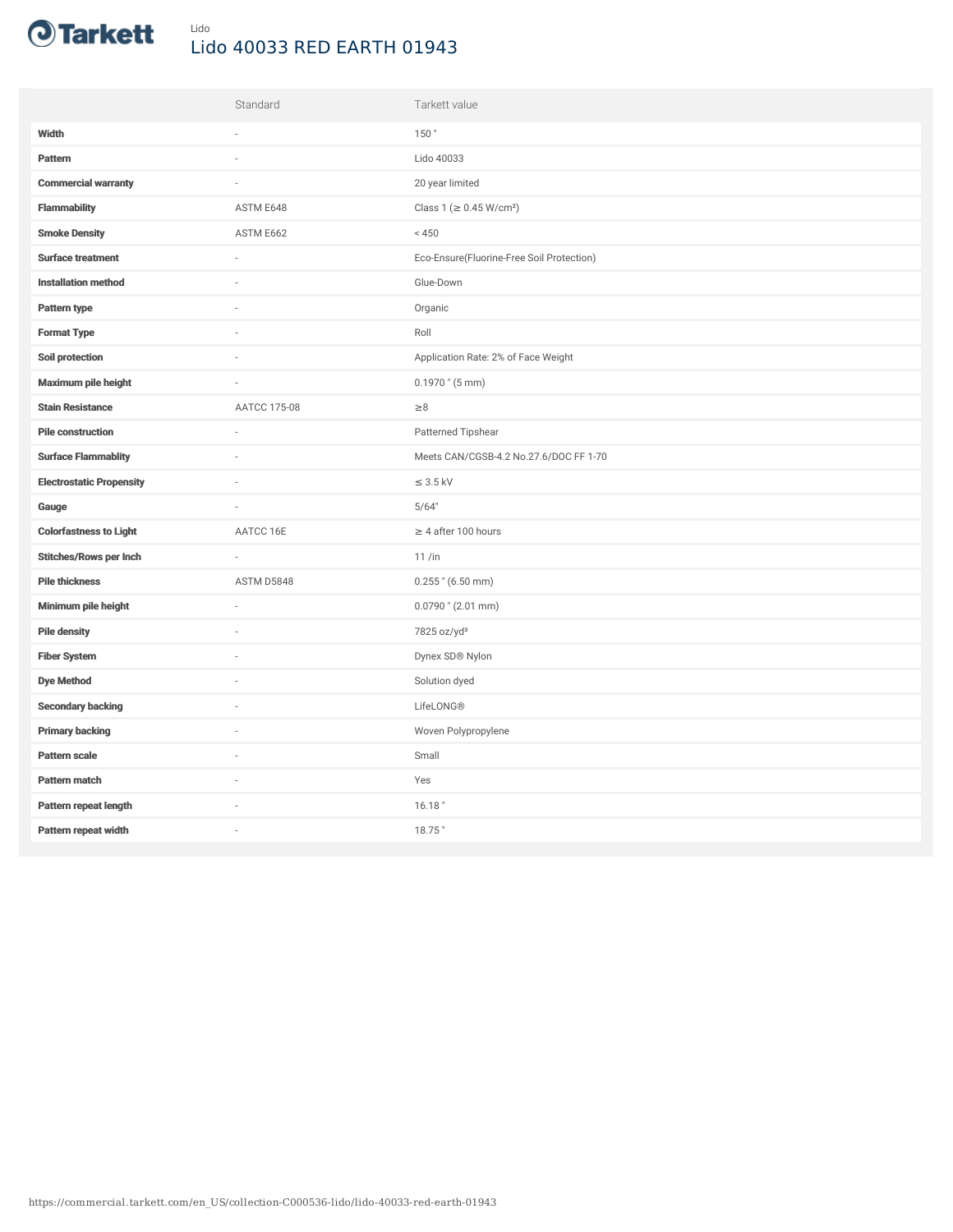Lido

# Lido 40033 RED EARTH 01943

| | Standard | Tarkett value |
|---|---|---|
| **Width** | - | 150 " |
| **Pattern** | - | Lido 40033 |
| **Commercial warranty** | - | 20 year limited |
| **Flammability** | ASTM E648 | Class 1 (≥ 0.45 W/cm²) |
| **Smoke Density** | ASTM E662 | < 450 |
| **Surface treatment** | - | Eco-Ensure(Fluorine-Free Soil Protection) |
| **Installation method** | - | Glue-Down |
| **Pattern type** | - | Organic |
| **Format Type** | - | Roll |
| **Soil protection** | - | Application Rate: 2% of Face Weight |
| **Maximum pile height** | - | 0.1970 " (5 mm) |
| **Stain Resistance** | AATCC 175-08 | ≥8 |
| **Pile construction** | - | Patterned Tipshear |
| **Surface Flammablity** | - | Meets CAN/CGSB-4.2 No.27.6/DOC FF 1-70 |
| **Electrostatic Propensity** | - | ≤ 3.5 kV |
| **Gauge** | - | 5/64" |
| **Colorfastness to Light** | AATCC 16E | ≥ 4 after 100 hours |
| **Stitches/Rows per Inch** | - | 11 /in |
| **Pile thickness** | ASTM D5848 | 0.255 " (6.50 mm) |
| **Minimum pile height** | - | 0.0790 " (2.01 mm) |
| **Pile density** | - | 7825 oz/yd³ |
| **Fiber System** | - | Dynex SD® Nylon |
| **Dye Method** | - | Solution dyed |
| **Secondary backing** | - | LifeLONG® |
| **Primary backing** | - | Woven Polypropylene |
| **Pattern scale** | - | Small |
| **Pattern match** | - | Yes |
| **Pattern repeat length** | - | 16.18 " |
| **Pattern repeat width** | - | 18.75 " |

https://commercial.tarkett.com/en_US/collection-C000536-lido/lido-40033-red-earth-01943